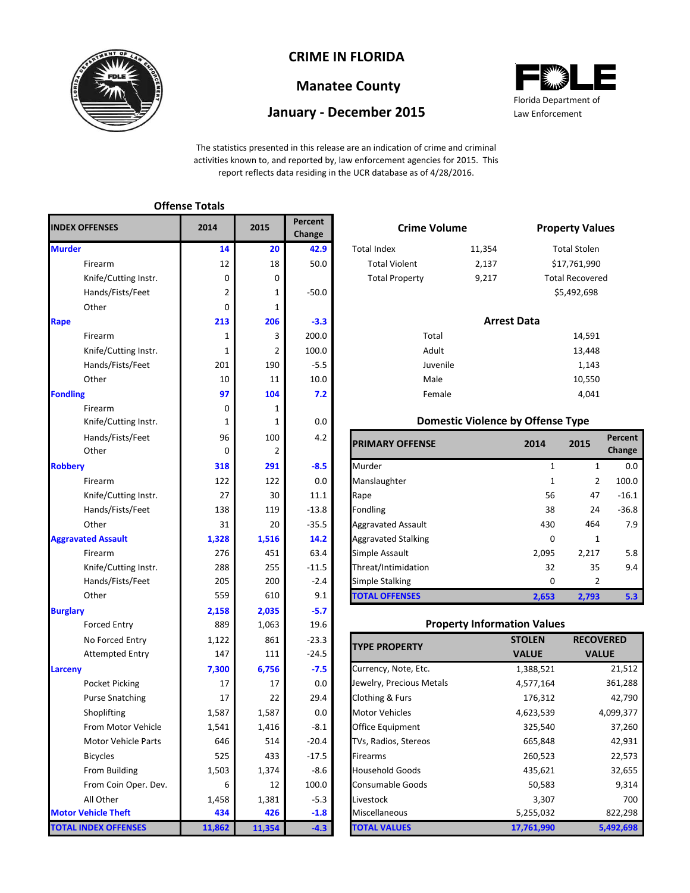# CRIME IN FLORIDA

## Manatee County

## January - December 2015

Florida Department of Law Enforcement

The statistics presented in this release are an indication of crime and criminal activities known to, and reported by, law enforcement agencies for 2015. This report reflects data residing in the UCR database as of 4/28/2016.

### Offense Totals

| INDEX OFFENSES | 2014 | 2015 | Percent Change |
|---|---|---|---|
| **Murder** | **14** | **20** | **42.9** |
| Firearm | 12 | 18 | 50.0 |
| Knife/Cutting Instr. | 0 | 0 | |
| Hands/Fists/Feet | 2 | 1 | -50.0 |
| Other | 0 | 1 | |
| **Rape** | **213** | **206** | **-3.3** |
| Firearm | 1 | 3 | 200.0 |
| Knife/Cutting Instr. | 1 | 2 | 100.0 |
| Hands/Fists/Feet | 201 | 190 | -5.5 |
| Other | 10 | 11 | 10.0 |
| **Fondling** | **97** | **104** | **7.2** |
| Firearm | 0 | 1 | |
| Knife/Cutting Instr. | 1 | 1 | 0.0 |
| Hands/Fists/Feet | 96 | 100 | 4.2 |
| Other | 0 | 2 | |
| **Robbery** | **318** | **291** | **-8.5** |
| Firearm | 122 | 122 | 0.0 |
| Knife/Cutting Instr. | 27 | 30 | 11.1 |
| Hands/Fists/Feet | 138 | 119 | -13.8 |
| Other | 31 | 20 | -35.5 |
| **Aggravated Assault** | **1,328** | **1,516** | **14.2** |
| Firearm | 276 | 451 | 63.4 |
| Knife/Cutting Instr. | 288 | 255 | -11.5 |
| Hands/Fists/Feet | 205 | 200 | -2.4 |
| Other | 559 | 610 | 9.1 |
| **Burglary** | **2,158** | **2,035** | **-5.7** |
| Forced Entry | 889 | 1,063 | 19.6 |
| No Forced Entry | 1,122 | 861 | -23.3 |
| Attempted Entry | 147 | 111 | -24.5 |
| **Larceny** | **7,300** | **6,756** | **-7.5** |
| Pocket Picking | 17 | 17 | 0.0 |
| Purse Snatching | 17 | 22 | 29.4 |
| Shoplifting | 1,587 | 1,587 | 0.0 |
| From Motor Vehicle | 1,541 | 1,416 | -8.1 |
| Motor Vehicle Parts | 646 | 514 | -20.4 |
| Bicycles | 525 | 433 | -17.5 |
| From Building | 1,503 | 1,374 | -8.6 |
| From Coin Oper. Dev. | 6 | 12 | 100.0 |
| All Other | 1,458 | 1,381 | -5.3 |
| **Motor Vehicle Theft** | **434** | **426** | **-1.8** |
| **TOTAL INDEX OFFENSES** | **11,862** | **11,354** | **-4.3** |

### Crime Volume

| | |
|---|---|
| Total Index | 11,354 |
| Total Violent | 2,137 |
| Total Property | 9,217 |

### Property Values

| | |
|---|---|
| Total Stolen | $17,761,990 |
| Total Recovered | $5,492,698 |

### Arrest Data

| | |
|---|---|
| Total | 14,591 |
| Adult | 13,448 |
| Juvenile | 1,143 |
| Male | 10,550 |
| Female | 4,041 |

### Domestic Violence by Offense Type

| PRIMARY OFFENSE | 2014 | 2015 | Percent Change |
|---|---|---|---|
| Murder | 1 | 1 | 0.0 |
| Manslaughter | 1 | 2 | 100.0 |
| Rape | 56 | 47 | -16.1 |
| Fondling | 38 | 24 | -36.8 |
| Aggravated Assault | 430 | 464 | 7.9 |
| Aggravated Stalking | 0 | 1 | |
| Simple Assault | 2,095 | 2,217 | 5.8 |
| Threat/Intimidation | 32 | 35 | 9.4 |
| Simple Stalking | 0 | 2 | |
| **TOTAL OFFENSES** | **2,653** | **2,793** | **5.3** |

### Property Information Values

| TYPE PROPERTY | STOLEN VALUE | RECOVERED VALUE |
|---|---|---|
| Currency, Note, Etc. | 1,388,521 | 21,512 |
| Jewelry, Precious Metals | 4,577,164 | 361,288 |
| Clothing & Furs | 176,312 | 42,790 |
| Motor Vehicles | 4,623,539 | 4,099,377 |
| Office Equipment | 325,540 | 37,260 |
| TVs, Radios, Stereos | 665,848 | 42,931 |
| Firearms | 260,523 | 22,573 |
| Household Goods | 435,621 | 32,655 |
| Consumable Goods | 50,583 | 9,314 |
| Livestock | 3,307 | 700 |
| Miscellaneous | 5,255,032 | 822,298 |
| **TOTAL VALUES** | **17,761,990** | **5,492,698** |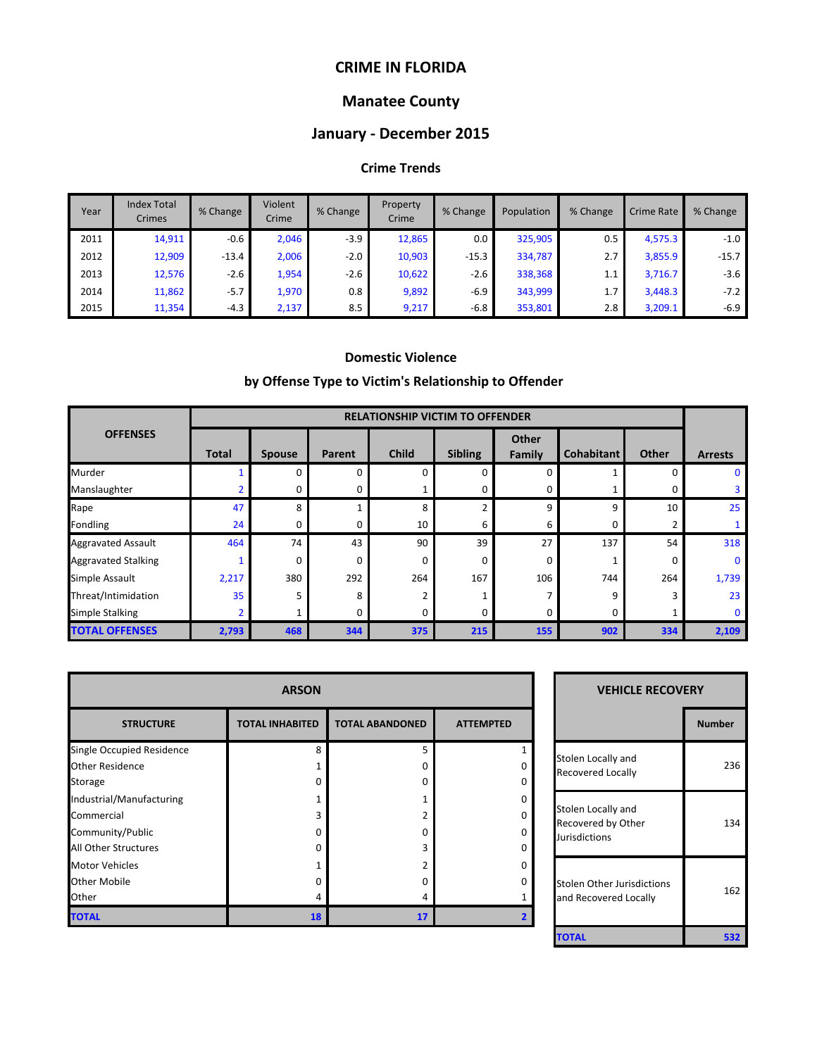# CRIME IN FLORIDA

## Manatee County

## January - December 2015

### Crime Trends

| Year | Index Total Crimes | % Change | Violent Crime | % Change | Property Crime | % Change | Population | % Change | Crime Rate | % Change |
|---|---|---|---|---|---|---|---|---|---|---|
| 2011 | 14,911 | -0.6 | 2,046 | -3.9 | 12,865 | 0.0 | 325,905 | 0.5 | 4,575.3 | -1.0 |
| 2012 | 12,909 | -13.4 | 2,006 | -2.0 | 10,903 | -15.3 | 334,787 | 2.7 | 3,855.9 | -15.7 |
| 2013 | 12,576 | -2.6 | 1,954 | -2.6 | 10,622 | -2.6 | 338,368 | 1.1 | 3,716.7 | -3.6 |
| 2014 | 11,862 | -5.7 | 1,970 | 0.8 | 9,892 | -6.9 | 343,999 | 1.7 | 3,448.3 | -7.2 |
| 2015 | 11,354 | -4.3 | 2,137 | 8.5 | 9,217 | -6.8 | 353,801 | 2.8 | 3,209.1 | -6.9 |

### Domestic Violence

### by Offense Type to Victim's Relationship to Offender

| OFFENSES | RELATIONSHIP VICTIM TO OFFENDER | | | | | | | | Arrests |
|---|---|---|---|---|---|---|---|---|---|
| | Total | Spouse | Parent | Child | Sibling | Other Family | Cohabitant | Other | |
| Murder | 1 | 0 | 0 | 0 | 0 | 0 | 1 | 0 | 0 |
| Manslaughter | 2 | 0 | 0 | 1 | 0 | 0 | 1 | 0 | 3 |
| Rape | 47 | 8 | 1 | 8 | 2 | 9 | 9 | 10 | 25 |
| Fondling | 24 | 0 | 0 | 10 | 6 | 6 | 0 | 2 | 1 |
| Aggravated Assault | 464 | 74 | 43 | 90 | 39 | 27 | 137 | 54 | 318 |
| Aggravated Stalking | 1 | 0 | 0 | 0 | 0 | 0 | 1 | 0 | 0 |
| Simple Assault | 2,217 | 380 | 292 | 264 | 167 | 106 | 744 | 264 | 1,739 |
| Threat/Intimidation | 35 | 5 | 8 | 2 | 1 | 7 | 9 | 3 | 23 |
| Simple Stalking | 2 | 1 | 0 | 0 | 0 | 0 | 0 | 1 | 0 |
| **TOTAL OFFENSES** | **2,793** | **468** | **344** | **375** | **215** | **155** | **902** | **334** | **2,109** |

| ARSON | | | |
|---|---|---|---|
| STRUCTURE | TOTAL INHABITED | TOTAL ABANDONED | ATTEMPTED |
| Single Occupied Residence | 8 | 5 | 1 |
| Other Residence | 1 | 0 | 0 |
| Storage | 0 | 0 | 0 |
| Industrial/Manufacturing | 1 | 1 | 0 |
| Commercial | 3 | 2 | 0 |
| Community/Public | 0 | 0 | 0 |
| All Other Structures | 0 | 3 | 0 |
| Motor Vehicles | 1 | 2 | 0 |
| Other Mobile | 0 | 0 | 0 |
| Other | 4 | 4 | 1 |
| **TOTAL** | **18** | **17** | **2** |

| VEHICLE RECOVERY | |
|---|---|
| | Number |
| Stolen Locally and Recovered Locally | 236 |
| Stolen Locally and Recovered by Other Jurisdictions | 134 |
| Stolen Other Jurisdictions and Recovered Locally | 162 |
| **TOTAL** | **532** |